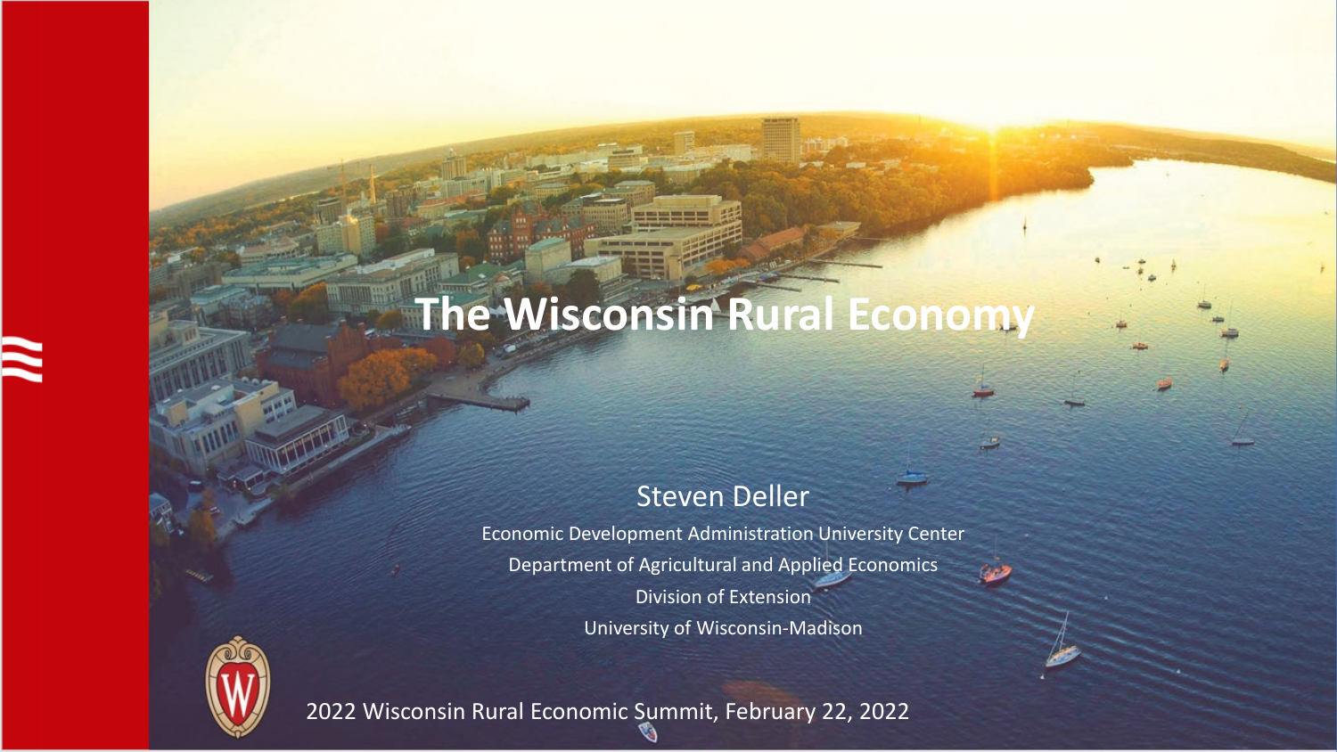# The Wisconsin Rural Economy

Steven Deller

Economic Development Administration University Center

Department of Agricultural and Applied Economics

Division of Extension

University of Wisconsin-Madison

2022 Wisconsin Rural Economic Summit, February 22, 2022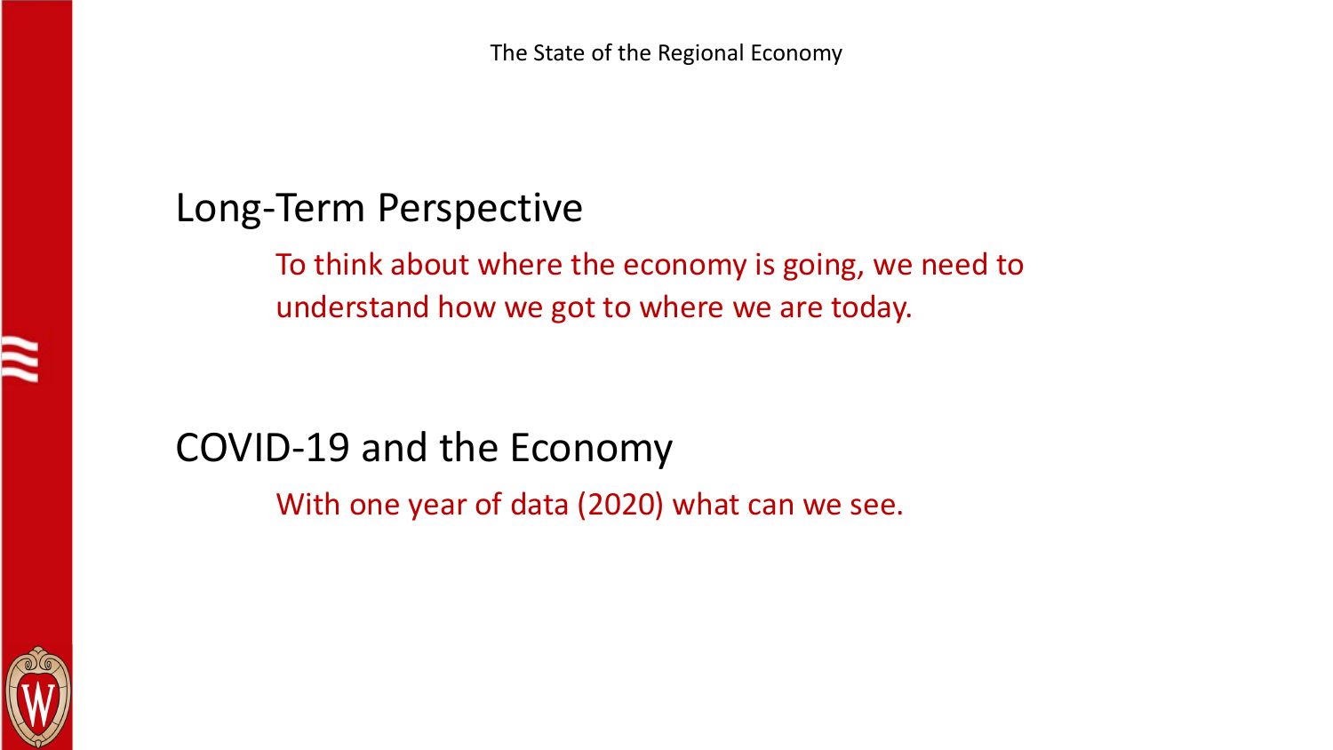## Long-Term Perspective

To think about where the economy is going, we need to understand how we got to where we are today.

## COVID-19 and the Economy

With one year of data (2020) what can we see.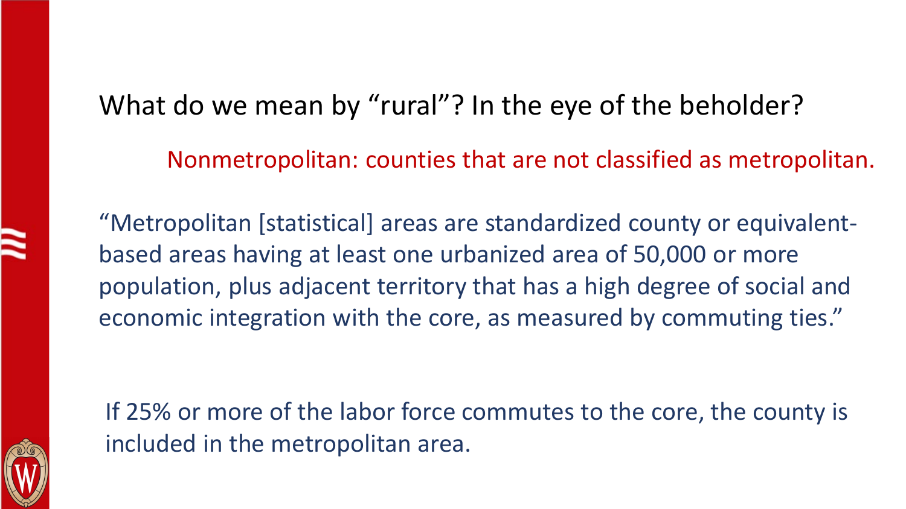# What do we mean by "rural"? In the eye of the beholder?

Nonmetropolitan: counties that are not classified as metropolitan.

"Metropolitan [statistical] areas are standardized county or equivalent-based areas having at least one urbanized area of 50,000 or more population, plus adjacent territory that has a high degree of social and economic integration with the core, as measured by commuting ties."

If 25% or more of the labor force commutes to the core, the county is included in the metropolitan area.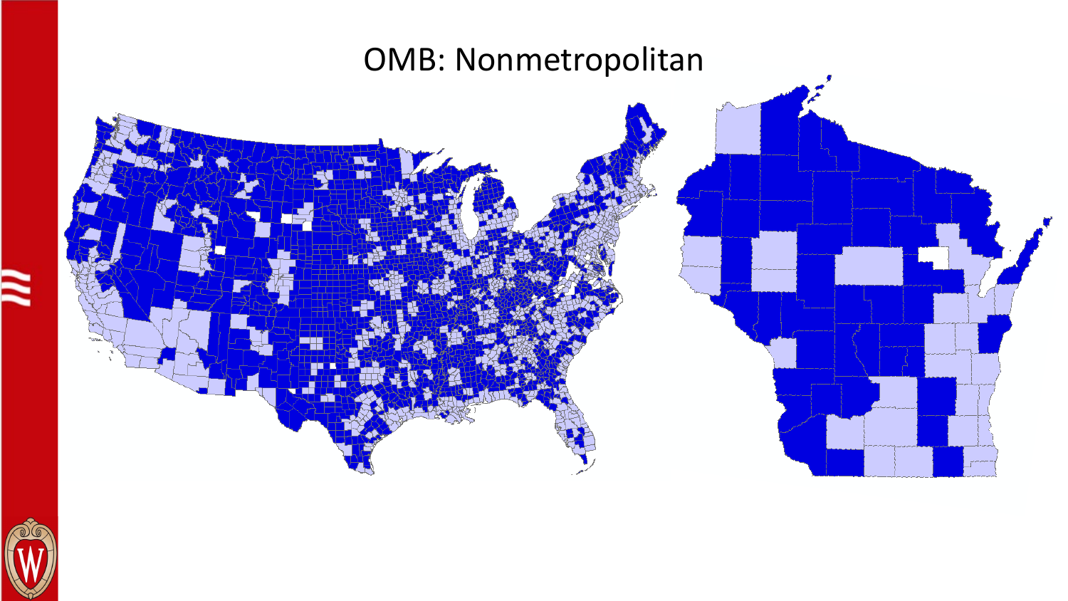# OMB: Nonmetropolitan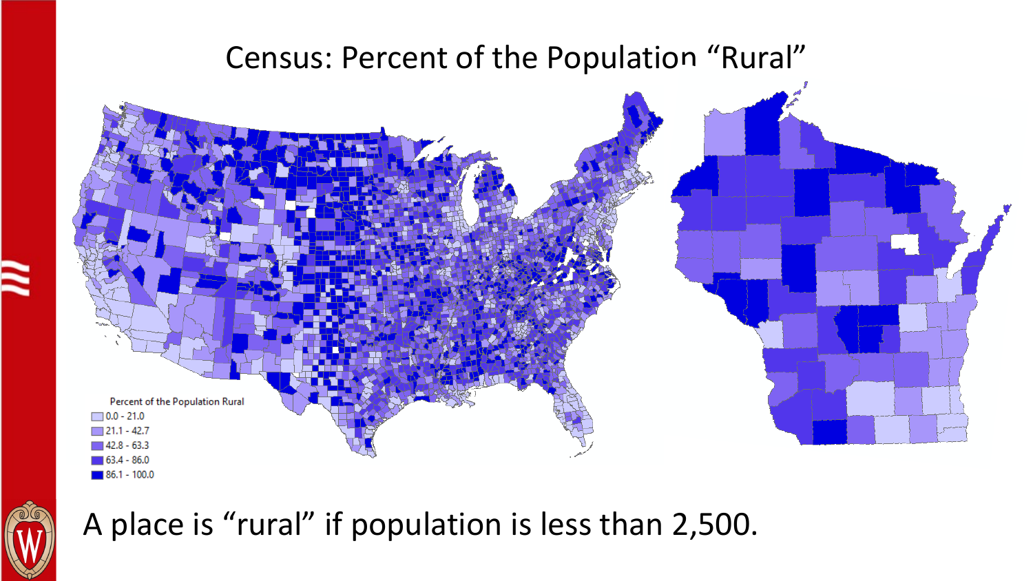# Census: Percent of the Population "Rural"

Percent of the Population Rural

- 0.0 - 21.0
- 21.1 - 42.7
- 42.8 - 63.3
- 63.4 - 86.0
- 86.1 - 100.0

A place is "rural" if population is less than 2,500.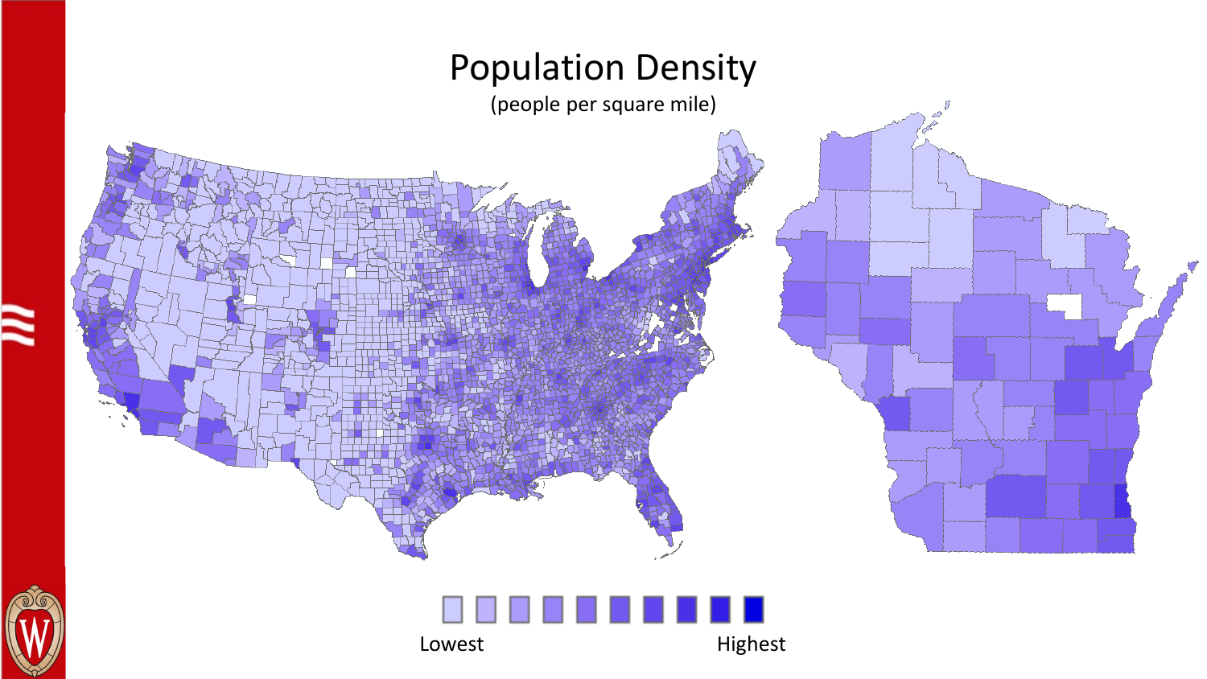# Population Density

(people per square mile)

Lowest

Highest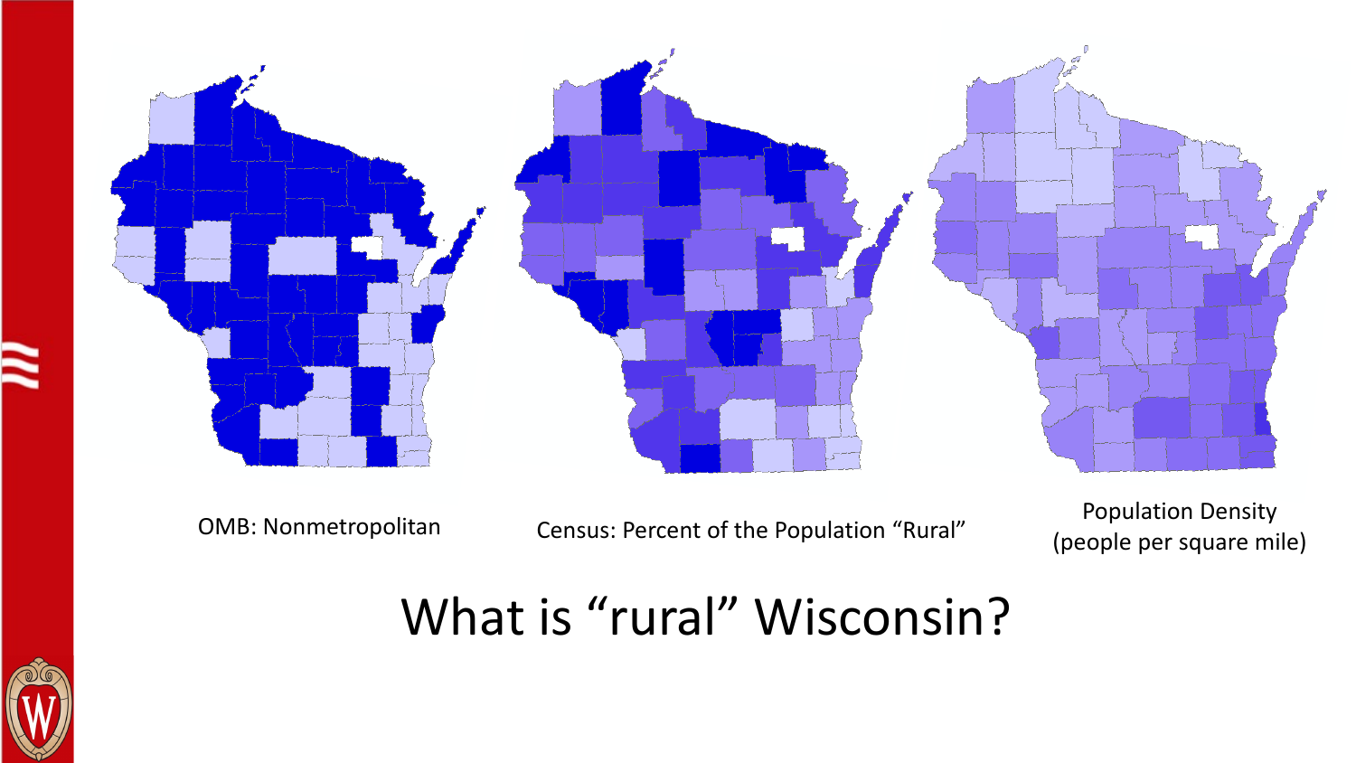OMB: Nonmetropolitan

Census: Percent of the Population "Rural"

Population Density
(people per square mile)

# What is "rural" Wisconsin?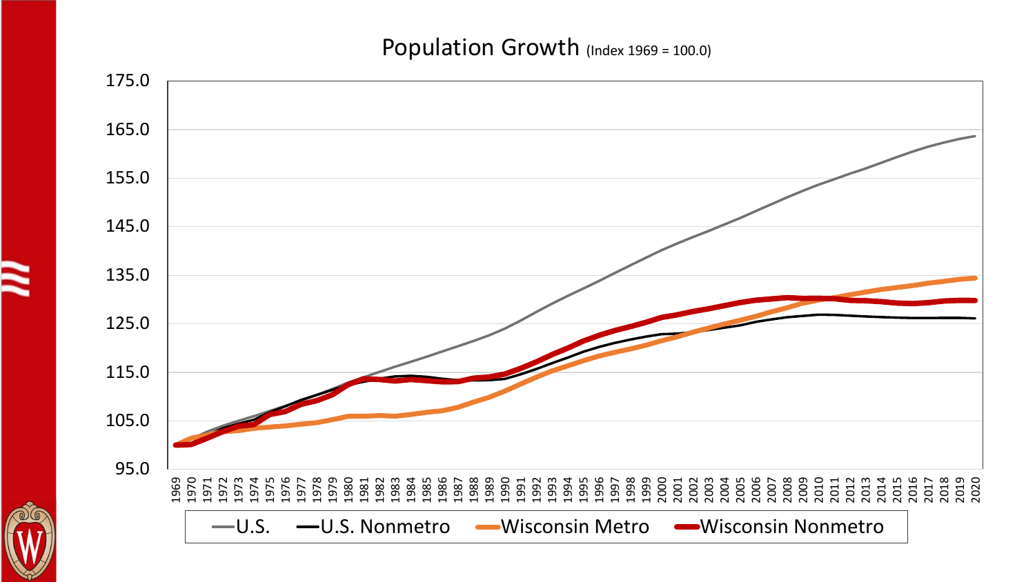# Population Growth (Index 1969 = 100.0)

—U.S. —U.S. Nonmetro —Wisconsin Metro —Wisconsin Nonmetro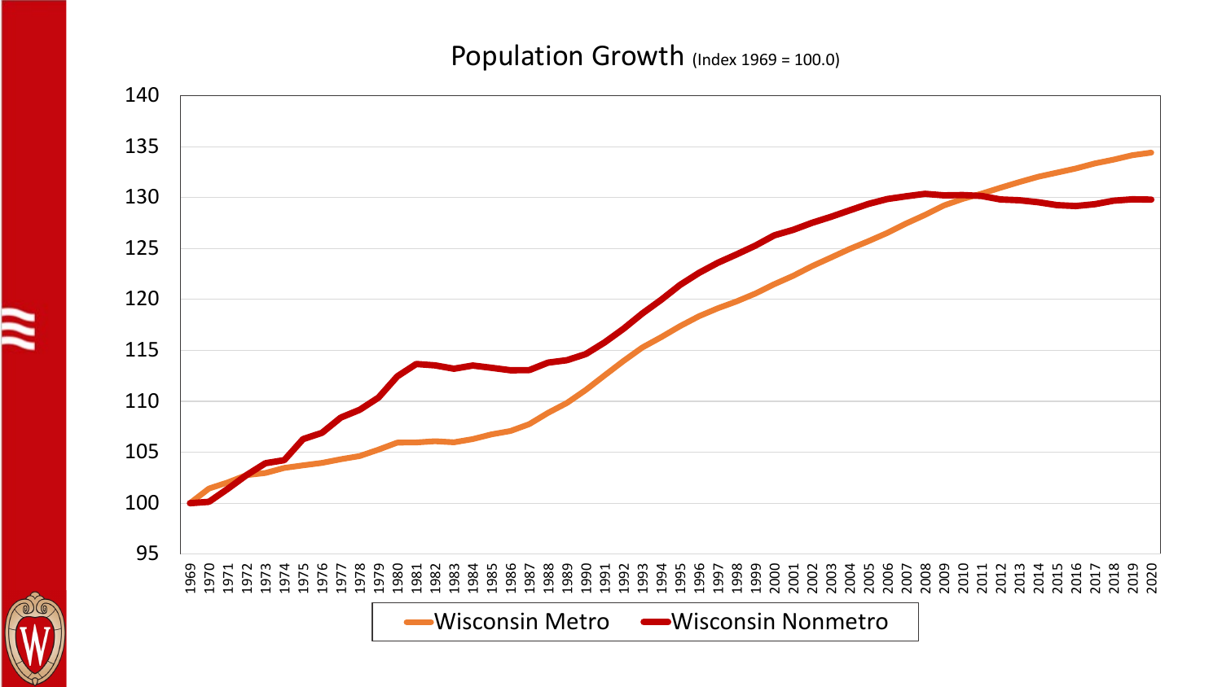# Population Growth (Index 1969 = 100.0)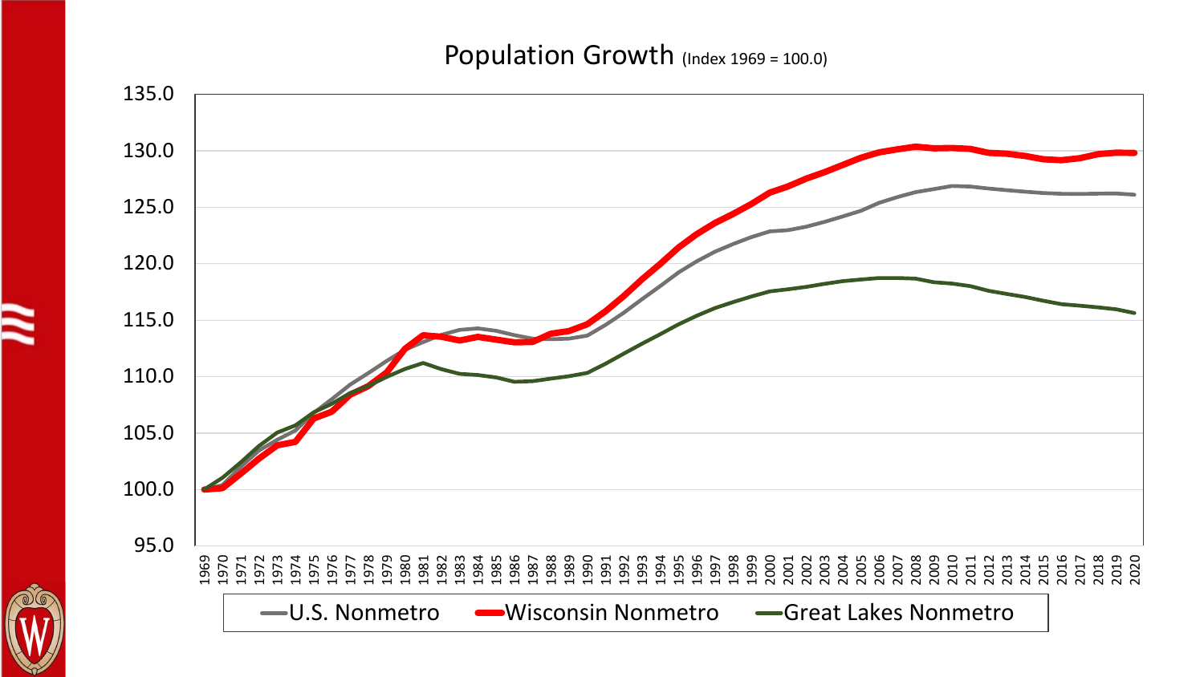# Population Growth (Index 1969 = 100.0)

U.S. Nonmetro — Wisconsin Nonmetro — Great Lakes Nonmetro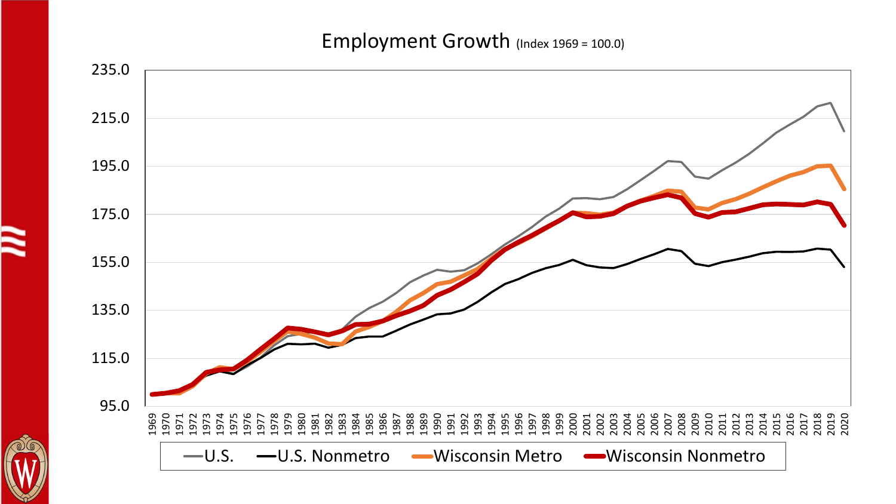# Employment Growth (Index 1969 = 100.0)

U.S. | U.S. Nonmetro | Wisconsin Metro | Wisconsin Nonmetro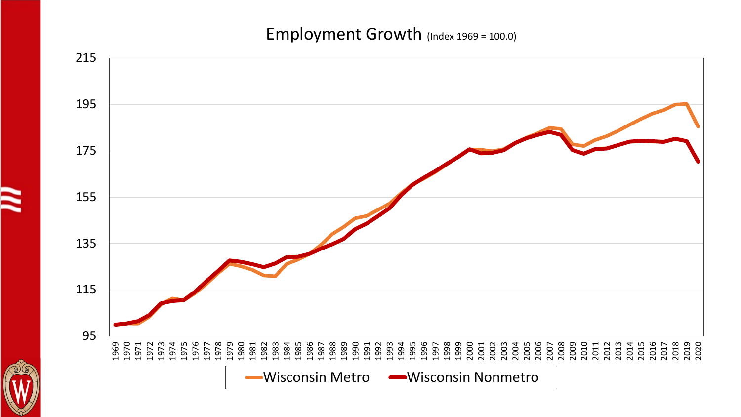## Employment Growth (Index 1969 = 100.0)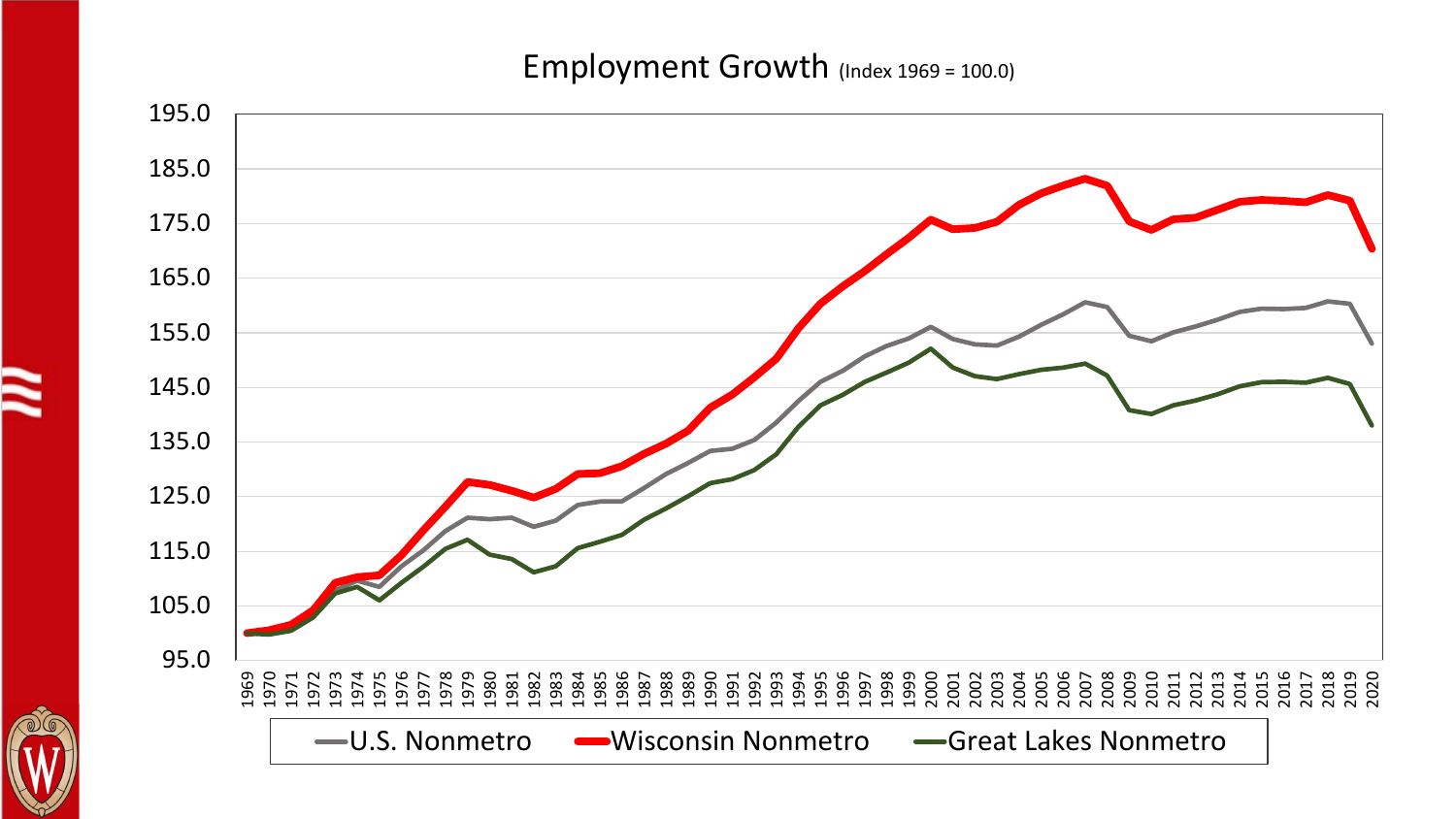# Employment Growth (Index 1969 = 100.0)

U.S. Nonmetro | Wisconsin Nonmetro | Great Lakes Nonmetro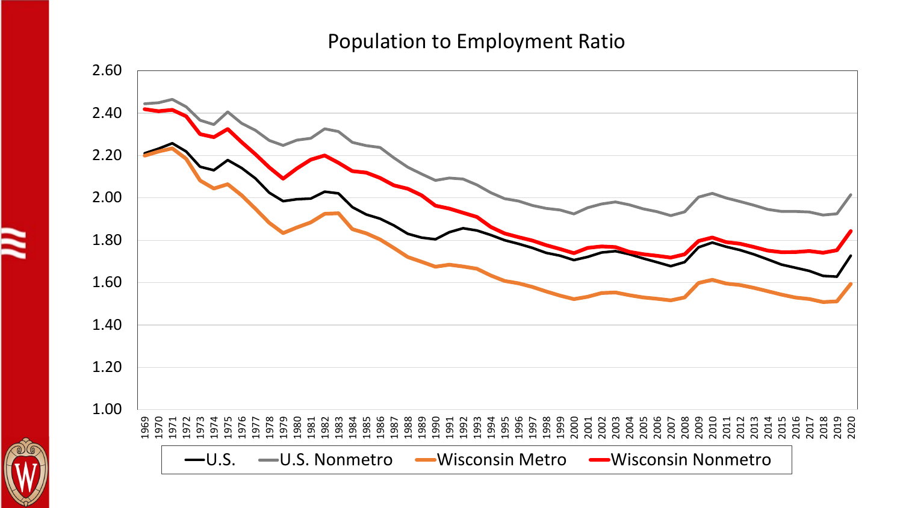# Population to Employment Ratio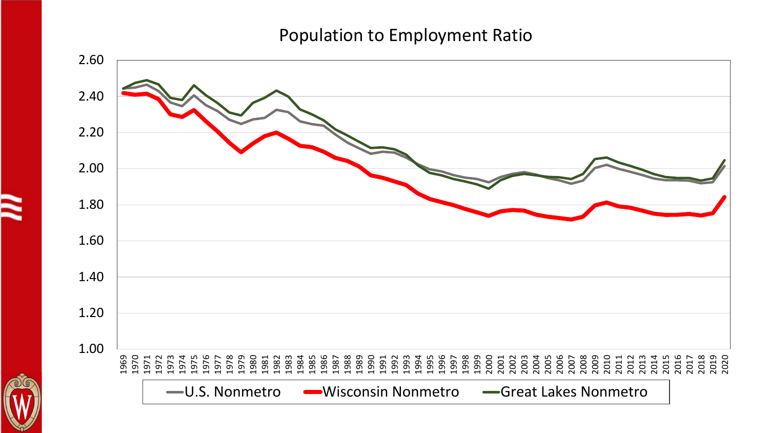# Population to Employment Ratio

U.S. Nonmetro — Wisconsin Nonmetro — Great Lakes Nonmetro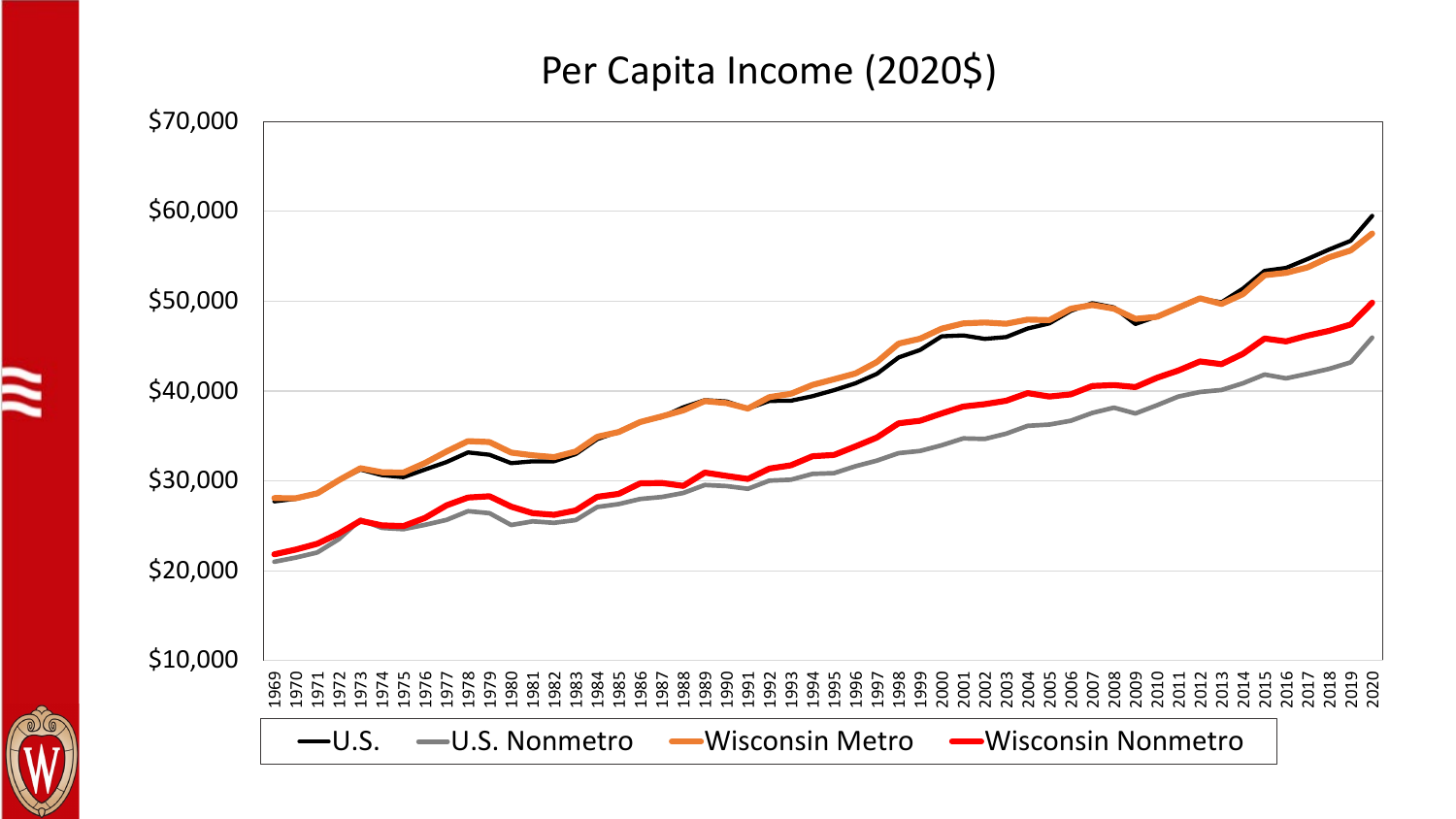# Per Capita Income (2020$)

$70,000
$60,000
$50,000
$40,000
$30,000
$20,000
$10,000

1969 1970 1971 1972 1973 1974 1975 1976 1977 1978 1979 1980 1981 1982 1983 1984 1985 1986 1987 1988 1989 1990 1991 1992 1993 1994 1995 1996 1997 1998 1999 2000 2001 2002 2003 2004 2005 2006 2007 2008 2009 2010 2011 2012 2013 2014 2015 2016 2017 2018 2019 2020

U.S. — U.S. Nonmetro — Wisconsin Metro — Wisconsin Nonmetro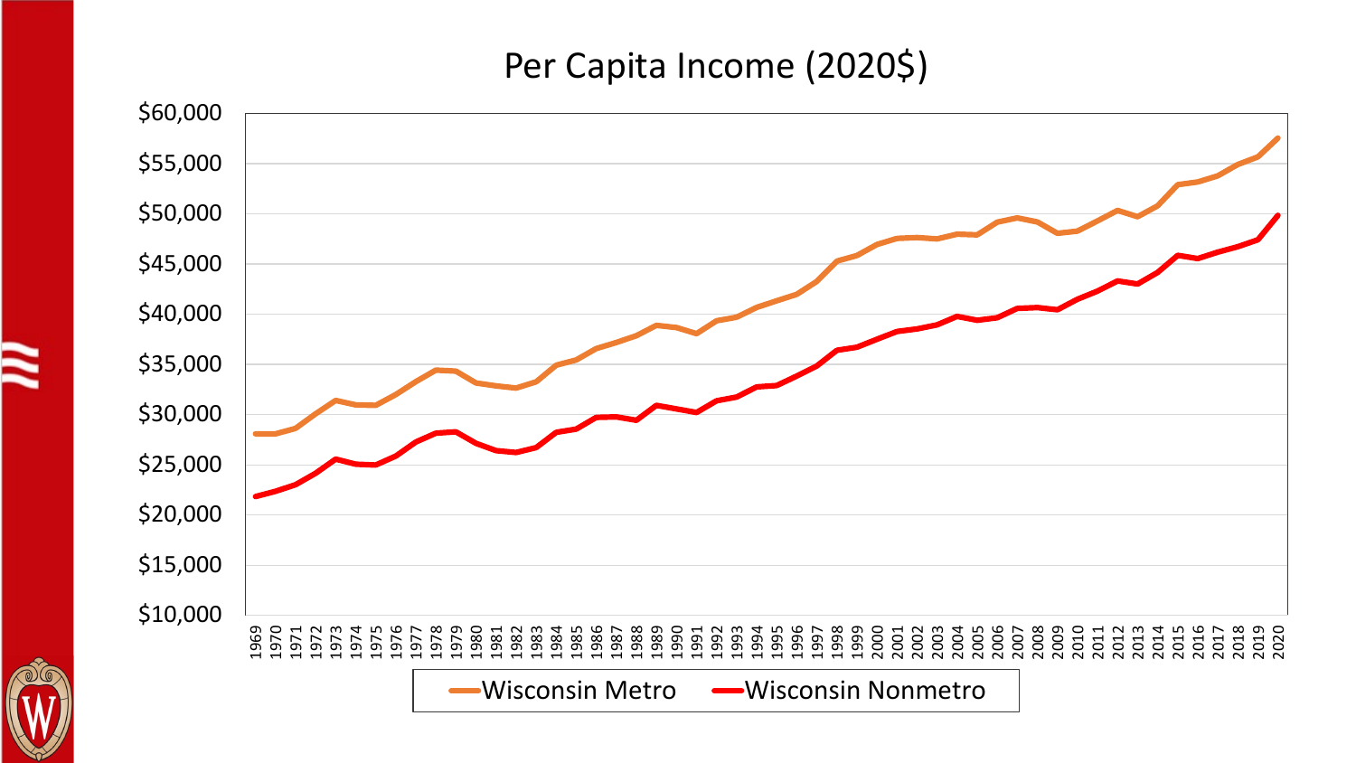# Per Capita Income (2020$)

Wisconsin Metro — Wisconsin Nonmetro

$60,000 · $55,000 · $50,000 · $45,000 · $40,000 · $35,000 · $30,000 · $25,000 · $20,000 · $15,000 · $10,000

1969 1970 1971 1972 1973 1974 1975 1976 1977 1978 1979 1980 1981 1982 1983 1984 1985 1986 1987 1988 1989 1990 1991 1992 1993 1994 1995 1996 1997 1998 1999 2000 2001 2002 2003 2004 2005 2006 2007 2008 2009 2010 2011 2012 2013 2014 2015 2016 2017 2018 2019 2020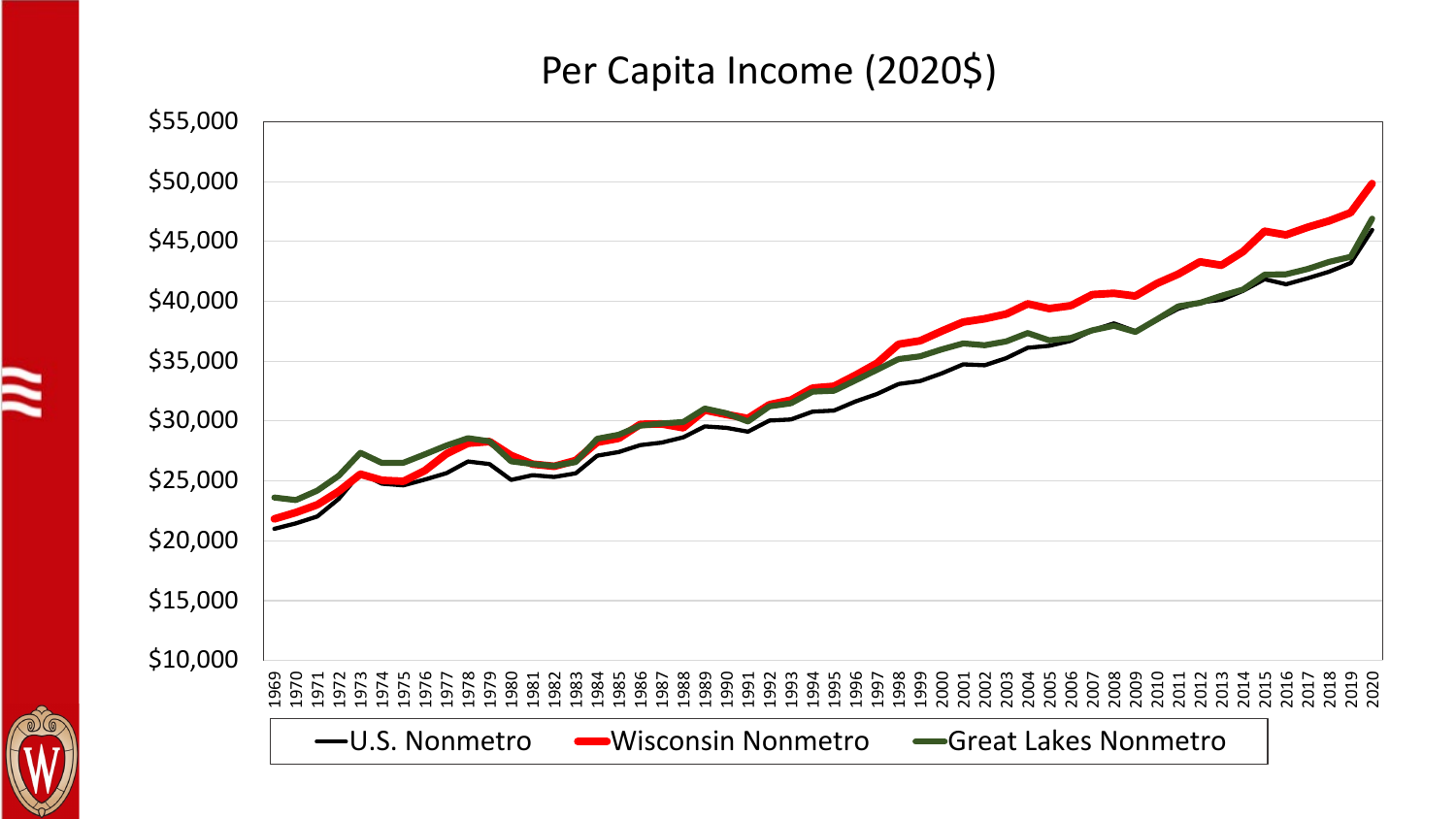# Per Capita Income (2020$)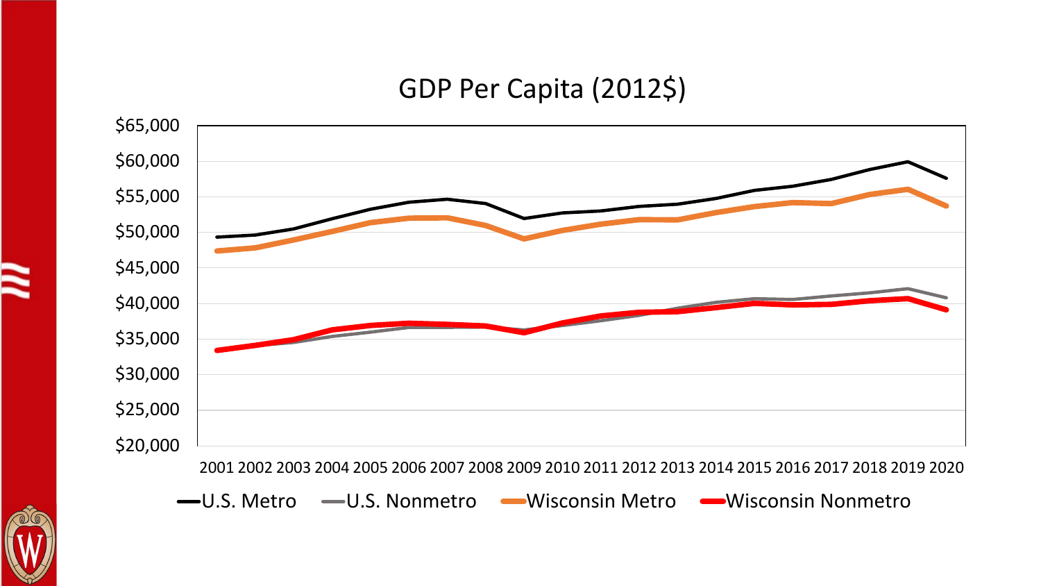# GDP Per Capita (2012$)

$65,000
$60,000
$55,000
$50,000
$45,000
$40,000
$35,000
$30,000
$25,000
$20,000

2001 2002 2003 2004 2005 2006 2007 2008 2009 2010 2011 2012 2013 2014 2015 2016 2017 2018 2019 2020

U.S. Metro · U.S. Nonmetro · Wisconsin Metro · Wisconsin Nonmetro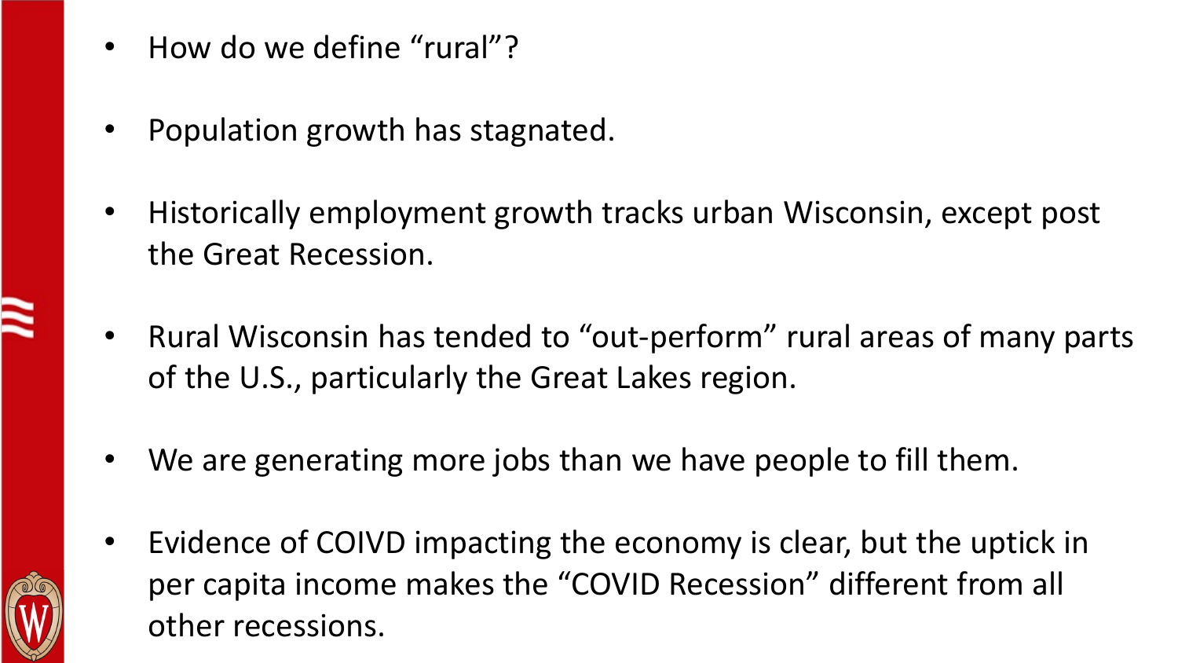- How do we define “rural”?
- Population growth has stagnated.
- Historically employment growth tracks urban Wisconsin, except post the Great Recession.
- Rural Wisconsin has tended to “out-perform” rural areas of many parts of the U.S., particularly the Great Lakes region.
- We are generating more jobs than we have people to fill them.
- Evidence of COIVD impacting the economy is clear, but the uptick in per capita income makes the “COVID Recession” different from all other recessions.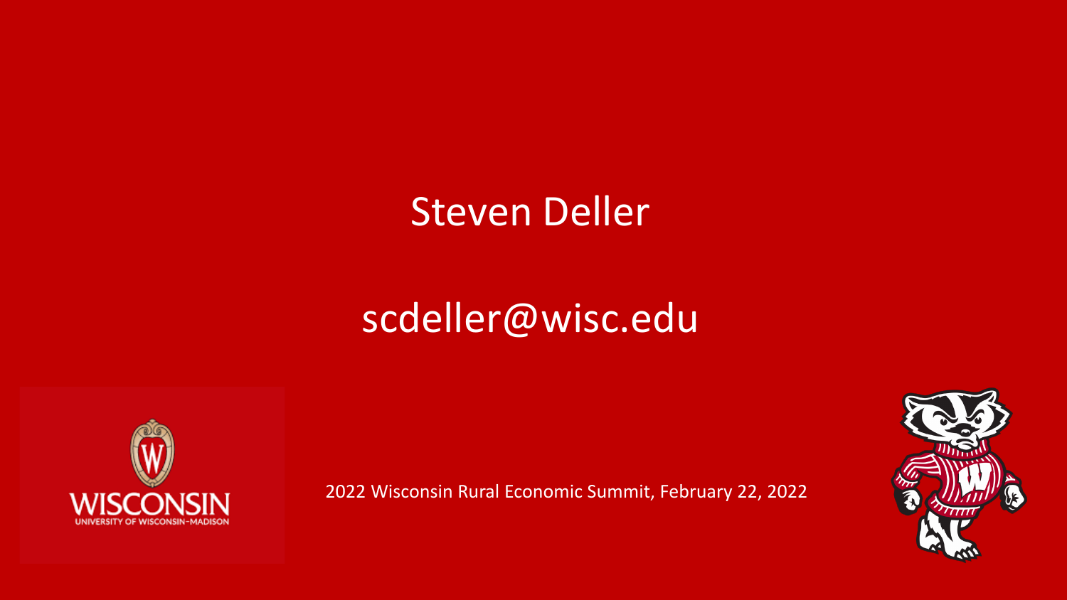Steven Deller

scdeller@wisc.edu

2022 Wisconsin Rural Economic Summit, February 22, 2022